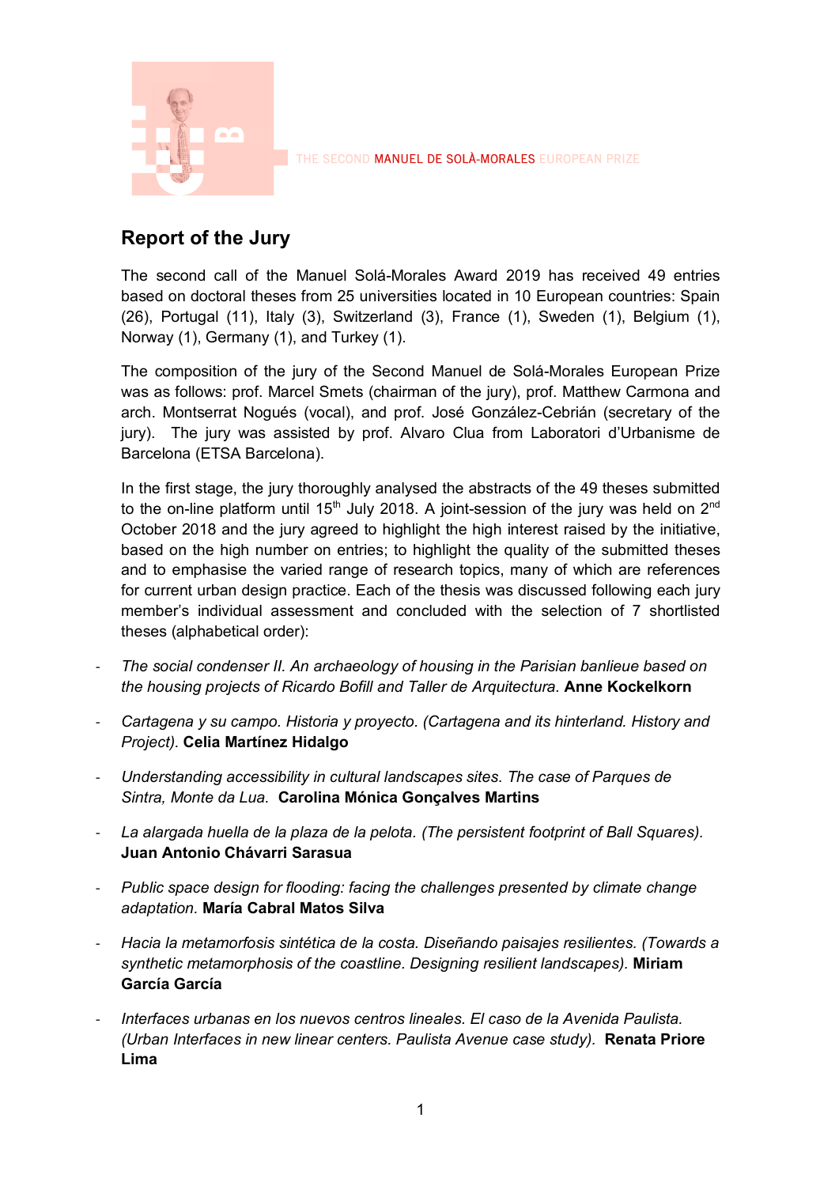THE SECOND MANUEL DE SOLÀ-MORALES EUROPEAN PRIZE

## Report of the Jury

The second call of the Manuel Solá-Morales Award 2019 has received 49 entries based on doctoral theses from 25 universities located in 10 European countries: Spain (26), Portugal (11), Italy (3), Switzerland (3), France (1), Sweden (1), Belgium (1), Norway (1), Germany (1), and Turkey (1).

The composition of the jury of the Second Manuel de Solá-Morales European Prize was as follows: prof. Marcel Smets (chairman of the jury), prof. Matthew Carmona and arch. Montserrat Nogués (vocal), and prof. José González-Cebrián (secretary of the jury). The jury was assisted by prof. Alvaro Clua from Laboratori d'Urbanisme de Barcelona (ETSA Barcelona).

In the first stage, the jury thoroughly analysed the abstracts of the 49 theses submitted to the on-line platform until 15th July 2018. A joint-session of the jury was held on 2nd October 2018 and the jury agreed to highlight the high interest raised by the initiative, based on the high number on entries; to highlight the quality of the submitted theses and to emphasise the varied range of research topics, many of which are references for current urban design practice. Each of the thesis was discussed following each jury member's individual assessment and concluded with the selection of 7 shortlisted theses (alphabetical order):

- *The social condenser II. An archaeology of housing in the Parisian banlieue based on the housing projects of Ricardo Bofill and Taller de Arquitectura.* **Anne Kockelkorn**
- *Cartagena y su campo. Historia y proyecto. (Cartagena and its hinterland. History and Project).* **Celia Martínez Hidalgo**
- *Understanding accessibility in cultural landscapes sites. The case of Parques de Sintra, Monte da Lua.* **Carolina Mónica Gonçalves Martins**
- *La alargada huella de la plaza de la pelota. (The persistent footprint of Ball Squares).* **Juan Antonio Chávarri Sarasua**
- *Public space design for flooding: facing the challenges presented by climate change adaptation.* **María Cabral Matos Silva**
- *Hacia la metamorfosis sintética de la costa. Diseñando paisajes resilientes. (Towards a synthetic metamorphosis of the coastline. Designing resilient landscapes).* **Miriam García García**
- *Interfaces urbanas en los nuevos centros lineales. El caso de la Avenida Paulista. (Urban Interfaces in new linear centers. Paulista Avenue case study).* **Renata Priore Lima**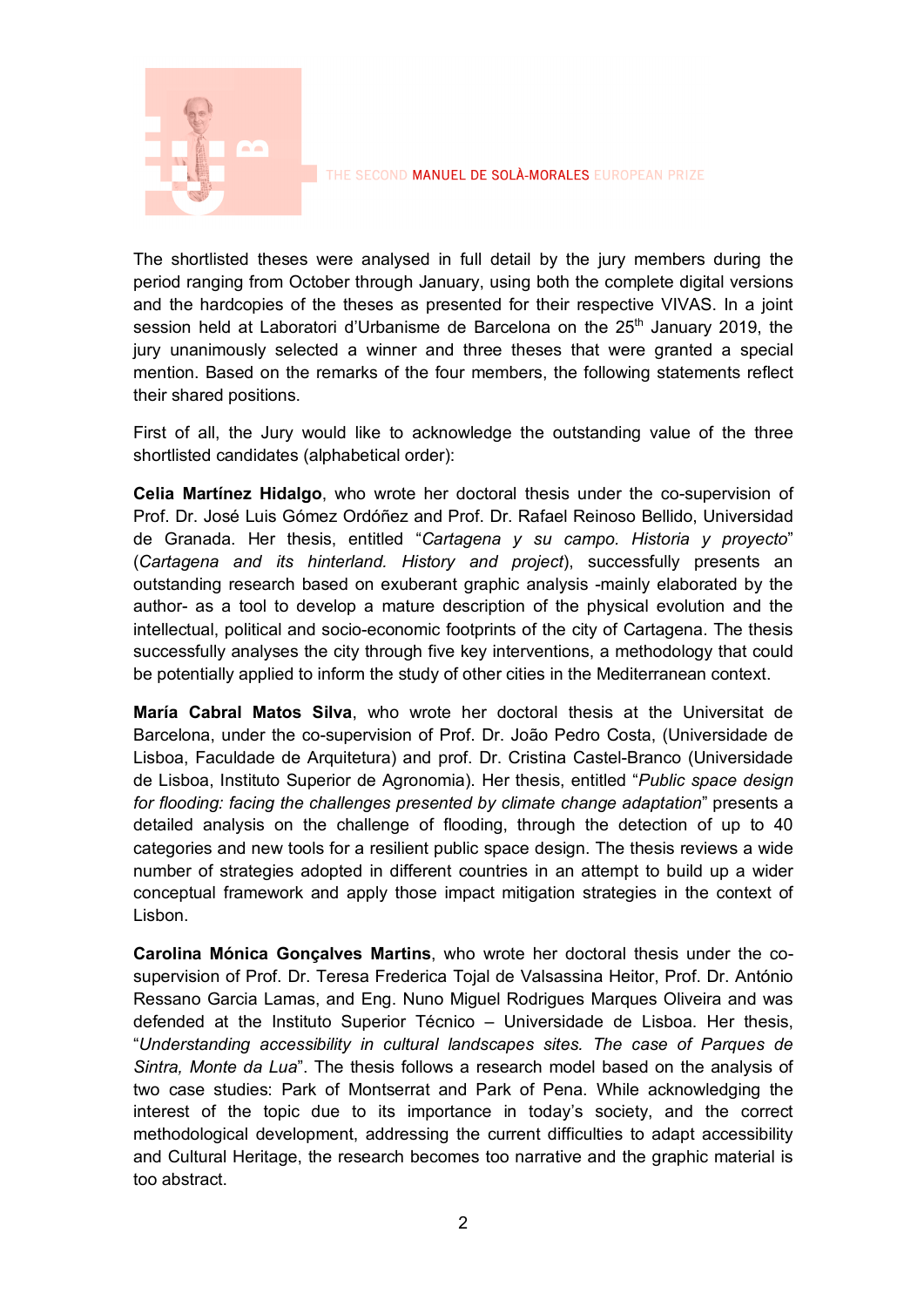The shortlisted theses were analysed in full detail by the jury members during the period ranging from October through January, using both the complete digital versions and the hardcopies of the theses as presented for their respective VIVAS. In a joint session held at Laboratori d'Urbanisme de Barcelona on the 25th January 2019, the jury unanimously selected a winner and three theses that were granted a special mention. Based on the remarks of the four members, the following statements reflect their shared positions.

First of all, the Jury would like to acknowledge the outstanding value of the three shortlisted candidates (alphabetical order):

**Celia Martínez Hidalgo**, who wrote her doctoral thesis under the co-supervision of Prof. Dr. José Luis Gómez Ordóñez and Prof. Dr. Rafael Reinoso Bellido, Universidad de Granada. Her thesis, entitled "*Cartagena y su campo. Historia y proyecto*" (*Cartagena and its hinterland. History and project*), successfully presents an outstanding research based on exuberant graphic analysis -mainly elaborated by the author- as a tool to develop a mature description of the physical evolution and the intellectual, political and socio-economic footprints of the city of Cartagena. The thesis successfully analyses the city through five key interventions, a methodology that could be potentially applied to inform the study of other cities in the Mediterranean context.

**María Cabral Matos Silva**, who wrote her doctoral thesis at the Universitat de Barcelona, under the co-supervision of Prof. Dr. João Pedro Costa, (Universidade de Lisboa, Faculdade de Arquitetura) and prof. Dr. Cristina Castel-Branco (Universidade de Lisboa, Instituto Superior de Agronomia). Her thesis, entitled "*Public space design for flooding: facing the challenges presented by climate change adaptation*" presents a detailed analysis on the challenge of flooding, through the detection of up to 40 categories and new tools for a resilient public space design. The thesis reviews a wide number of strategies adopted in different countries in an attempt to build up a wider conceptual framework and apply those impact mitigation strategies in the context of Lisbon.

**Carolina Mónica Gonçalves Martins**, who wrote her doctoral thesis under the co-supervision of Prof. Dr. Teresa Frederica Tojal de Valsassina Heitor, Prof. Dr. António Ressano Garcia Lamas, and Eng. Nuno Miguel Rodrigues Marques Oliveira and was defended at the Instituto Superior Técnico – Universidade de Lisboa. Her thesis, "*Understanding accessibility in cultural landscapes sites. The case of Parques de Sintra, Monte da Lua*". The thesis follows a research model based on the analysis of two case studies: Park of Montserrat and Park of Pena. While acknowledging the interest of the topic due to its importance in today's society, and the correct methodological development, addressing the current difficulties to adapt accessibility and Cultural Heritage, the research becomes too narrative and the graphic material is too abstract.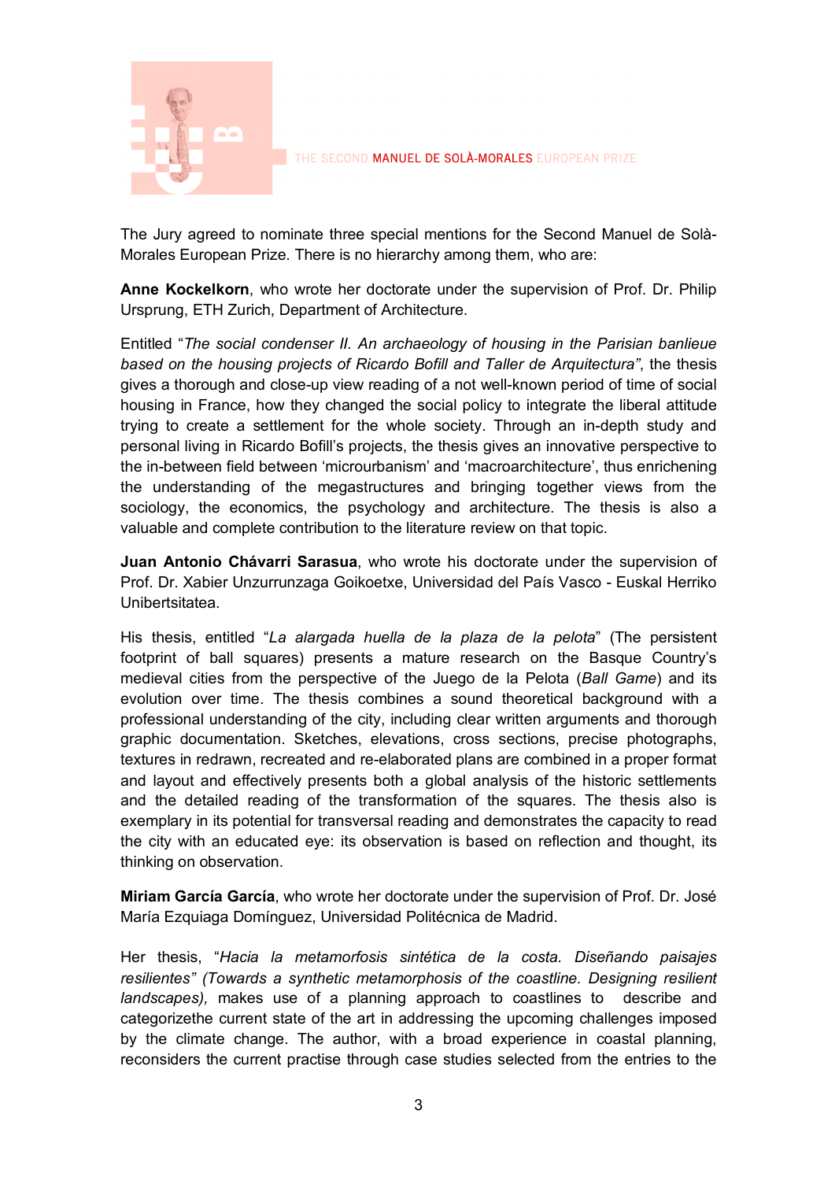The Jury agreed to nominate three special mentions for the Second Manuel de Solà-Morales European Prize. There is no hierarchy among them, who are:

**Anne Kockelkorn**, who wrote her doctorate under the supervision of Prof. Dr. Philip Ursprung, ETH Zurich, Department of Architecture.

Entitled "*The social condenser II. An archaeology of housing in the Parisian banlieue based on the housing projects of Ricardo Bofill and Taller de Arquitectura"*, the thesis gives a thorough and close-up view reading of a not well-known period of time of social housing in France, how they changed the social policy to integrate the liberal attitude trying to create a settlement for the whole society. Through an in-depth study and personal living in Ricardo Bofill's projects, the thesis gives an innovative perspective to the in-between field between 'microurbanism' and 'macroarchitecture', thus enrichening the understanding of the megastructures and bringing together views from the sociology, the economics, the psychology and architecture. The thesis is also a valuable and complete contribution to the literature review on that topic.

**Juan Antonio Chávarri Sarasua**, who wrote his doctorate under the supervision of Prof. Dr. Xabier Unzurrunzaga Goikoetxe, Universidad del País Vasco - Euskal Herriko Unibertsitatea.

His thesis, entitled "*La alargada huella de la plaza de la pelota*" (The persistent footprint of ball squares) presents a mature research on the Basque Country's medieval cities from the perspective of the Juego de la Pelota (*Ball Game*) and its evolution over time. The thesis combines a sound theoretical background with a professional understanding of the city, including clear written arguments and thorough graphic documentation. Sketches, elevations, cross sections, precise photographs, textures in redrawn, recreated and re-elaborated plans are combined in a proper format and layout and effectively presents both a global analysis of the historic settlements and the detailed reading of the transformation of the squares. The thesis also is exemplary in its potential for transversal reading and demonstrates the capacity to read the city with an educated eye: its observation is based on reflection and thought, its thinking on observation.

**Miriam García García**, who wrote her doctorate under the supervision of Prof. Dr. José María Ezquiaga Domínguez, Universidad Politécnica de Madrid.

Her thesis, "*Hacia la metamorfosis sintética de la costa. Diseñando paisajes resilientes" (Towards a synthetic metamorphosis of the coastline. Designing resilient landscapes),* makes use of a planning approach to coastlines to describe and categorizethe current state of the art in addressing the upcoming challenges imposed by the climate change. The author, with a broad experience in coastal planning, reconsiders the current practise through case studies selected from the entries to the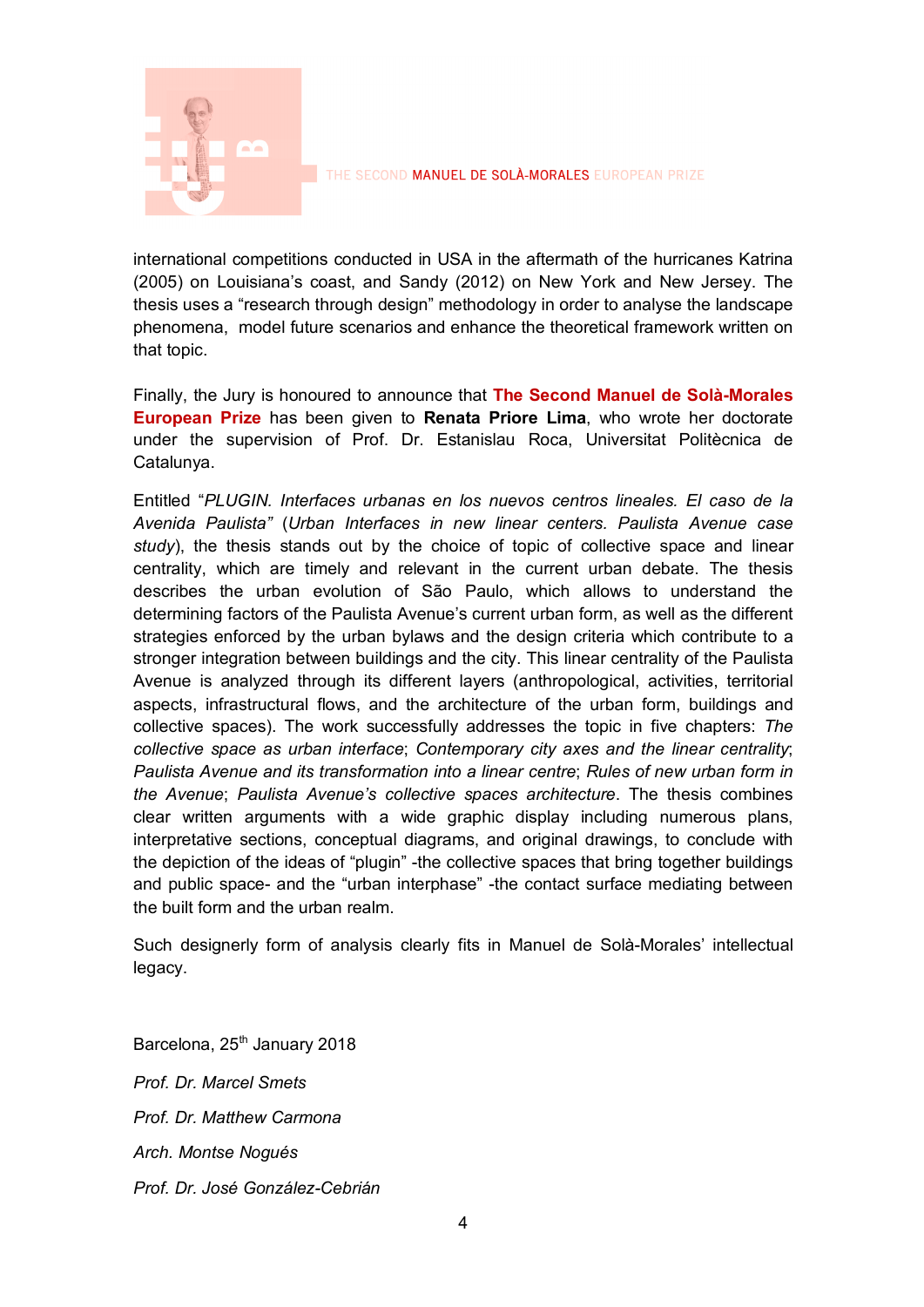international competitions conducted in USA in the aftermath of the hurricanes Katrina (2005) on Louisiana's coast, and Sandy (2012) on New York and New Jersey. The thesis uses a "research through design" methodology in order to analyse the landscape phenomena, model future scenarios and enhance the theoretical framework written on that topic.

Finally, the Jury is honoured to announce that **The Second Manuel de Solà-Morales European Prize** has been given to **Renata Priore Lima**, who wrote her doctorate under the supervision of Prof. Dr. Estanislau Roca, Universitat Politècnica de Catalunya.

Entitled "*PLUGIN. Interfaces urbanas en los nuevos centros lineales. El caso de la Avenida Paulista"* (*Urban Interfaces in new linear centers. Paulista Avenue case study*), the thesis stands out by the choice of topic of collective space and linear centrality, which are timely and relevant in the current urban debate. The thesis describes the urban evolution of São Paulo, which allows to understand the determining factors of the Paulista Avenue's current urban form, as well as the different strategies enforced by the urban bylaws and the design criteria which contribute to a stronger integration between buildings and the city. This linear centrality of the Paulista Avenue is analyzed through its different layers (anthropological, activities, territorial aspects, infrastructural flows, and the architecture of the urban form, buildings and collective spaces). The work successfully addresses the topic in five chapters: *The collective space as urban interface*; *Contemporary city axes and the linear centrality*; *Paulista Avenue and its transformation into a linear centre*; *Rules of new urban form in the Avenue*; *Paulista Avenue's collective spaces architecture*. The thesis combines clear written arguments with a wide graphic display including numerous plans, interpretative sections, conceptual diagrams, and original drawings, to conclude with the depiction of the ideas of "plugin" -the collective spaces that bring together buildings and public space- and the "urban interphase" -the contact surface mediating between the built form and the urban realm.

Such designerly form of analysis clearly fits in Manuel de Solà-Morales' intellectual legacy.

Barcelona, 25th January 2018

*Prof. Dr. Marcel Smets*

*Prof. Dr. Matthew Carmona*

*Arch. Montse Nogués*

*Prof. Dr. José González-Cebrián*